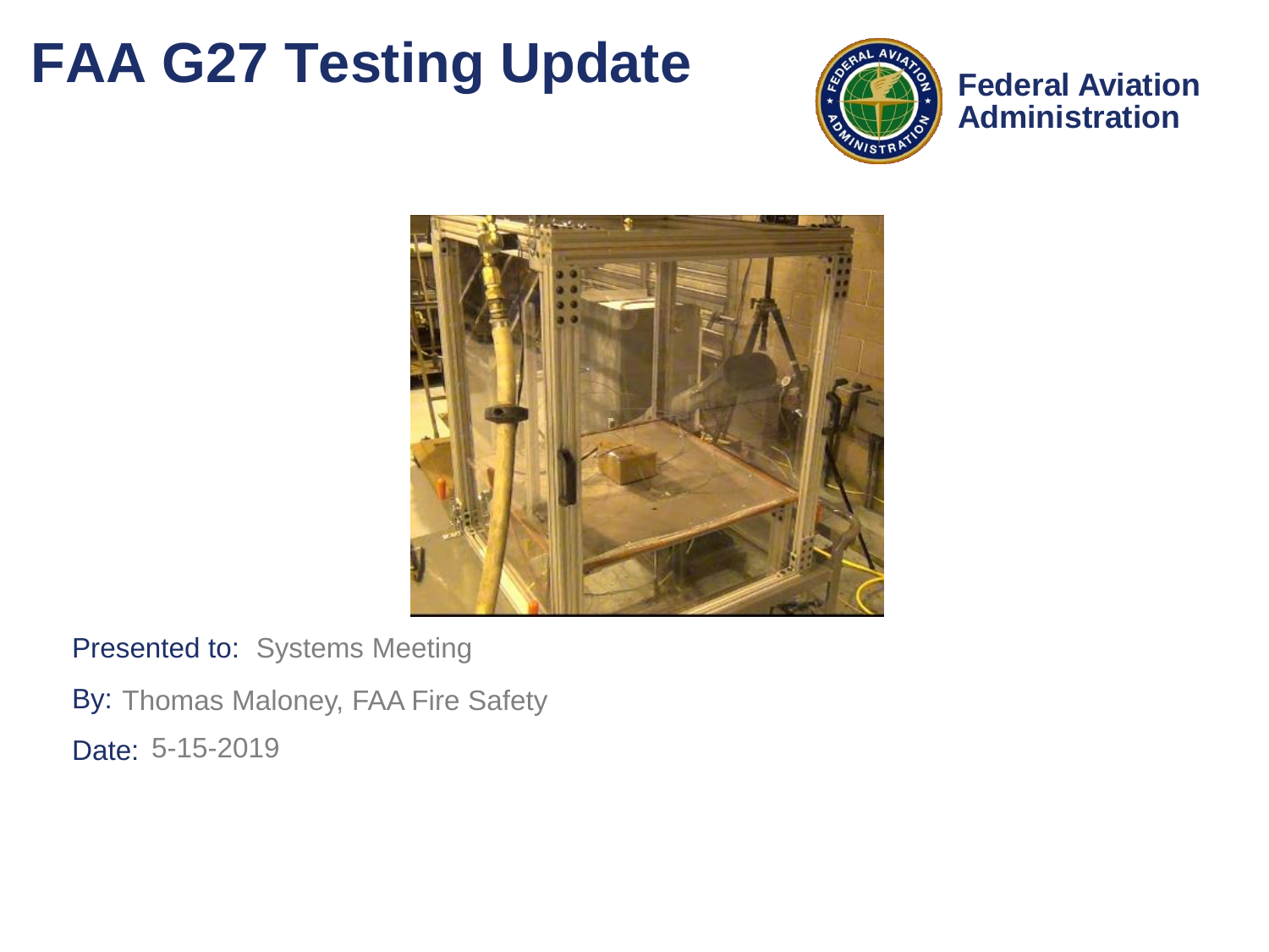# FAA G27 Testing Update

**Federal Aviation Administration**

Presented to: Systems Meeting

By: Thomas Maloney, FAA Fire Safety

Date: 5-15-2019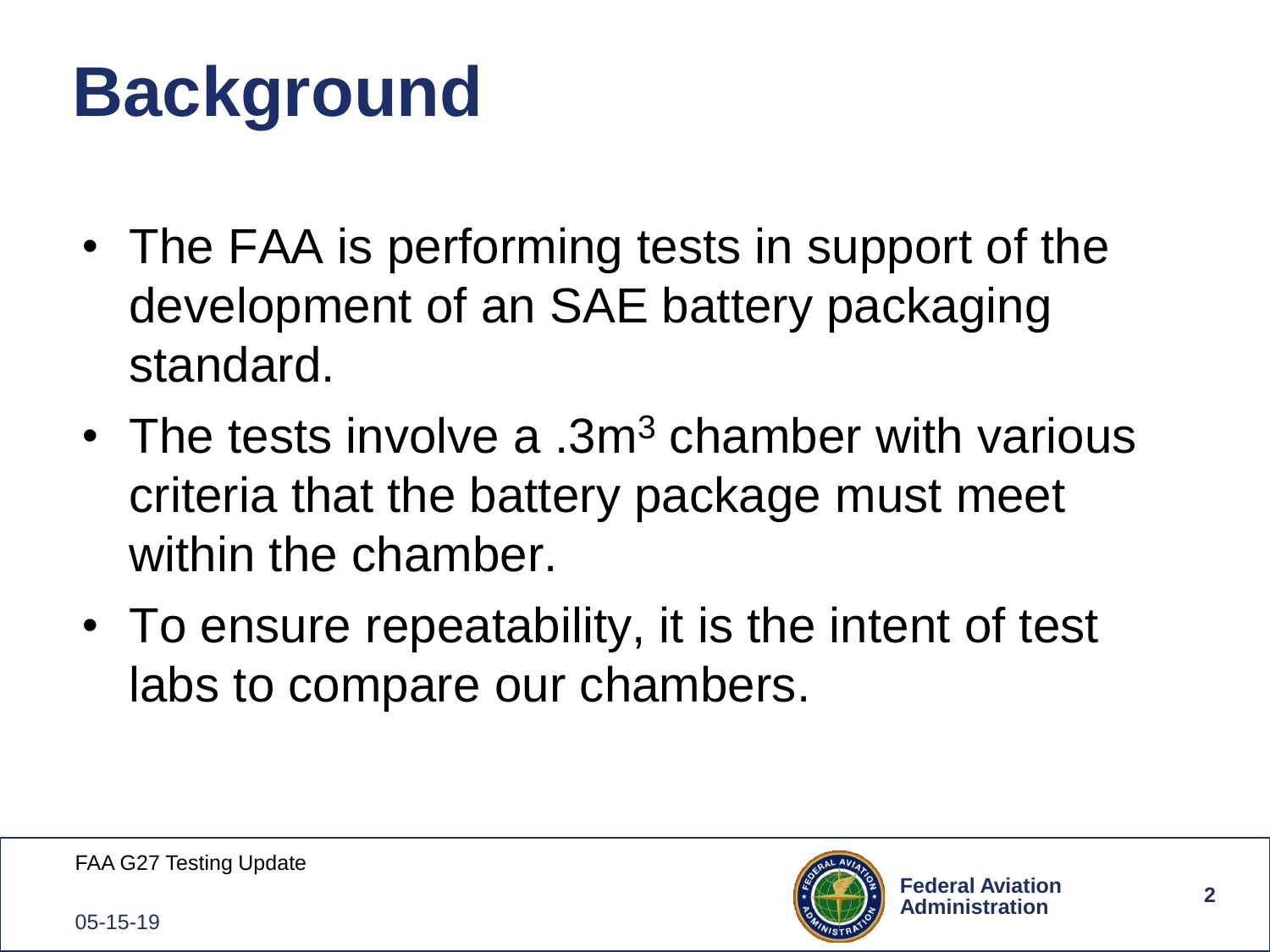# Background

- The FAA is performing tests in support of the development of an SAE battery packaging standard.
- The tests involve a .3$m^3$ chamber with various criteria that the battery package must meet within the chamber.
- To ensure repeatability, it is the intent of test labs to compare our chambers.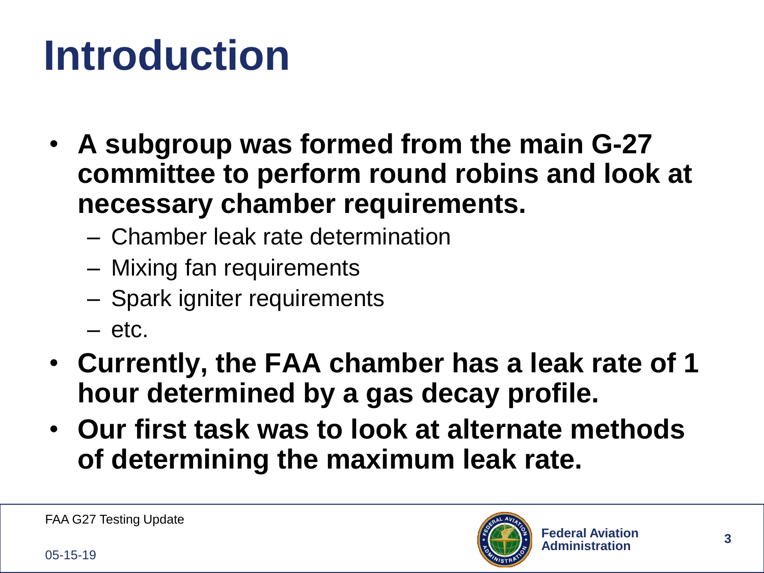# Introduction

- **A subgroup was formed from the main G-27 committee to perform round robins and look at necessary chamber requirements.**
  - Chamber leak rate determination
  - Mixing fan requirements
  - Spark igniter requirements
  - etc.
- **Currently, the FAA chamber has a leak rate of 1 hour determined by a gas decay profile.**
- **Our first task was to look at alternate methods of determining the maximum leak rate.**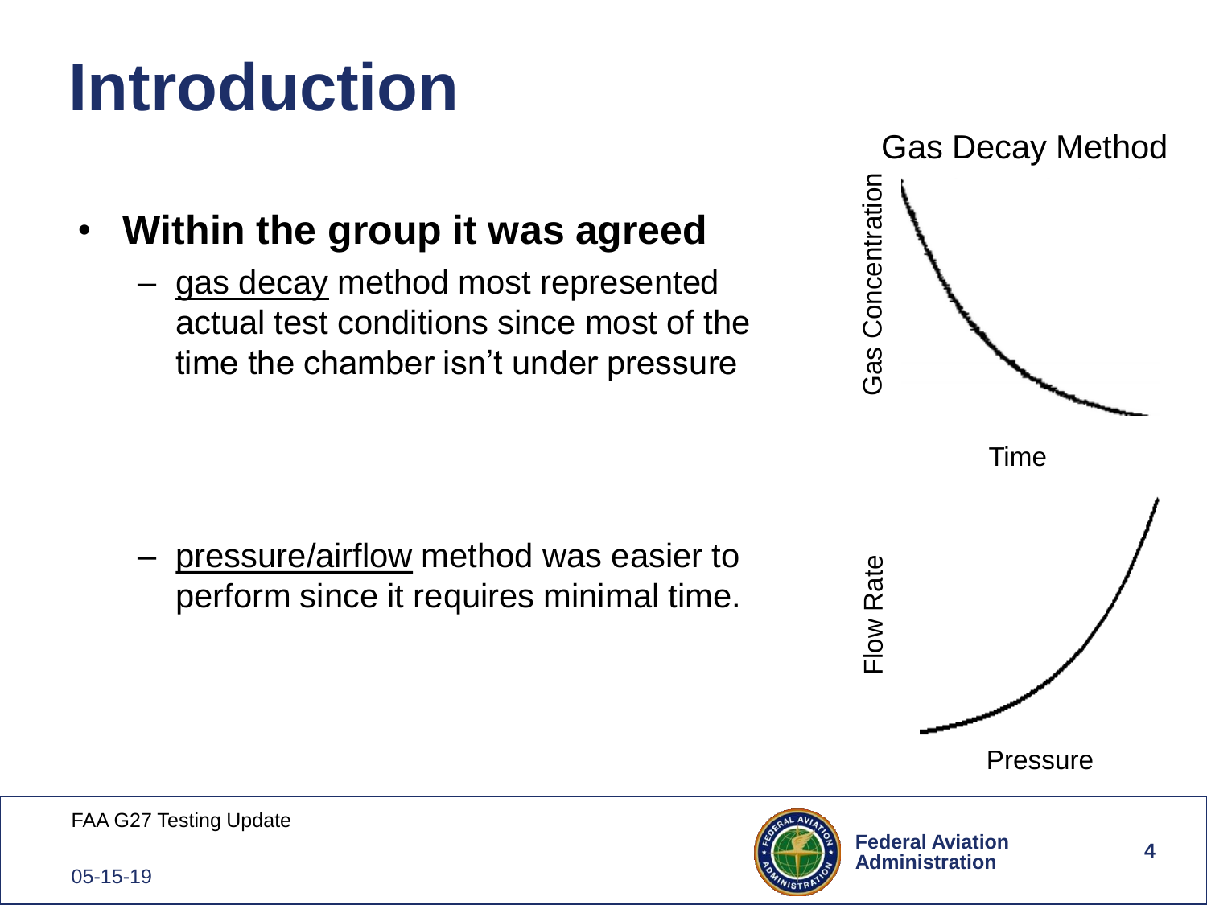# Introduction

- **Within the group it was agreed**
  - gas decay method most represented actual test conditions since most of the time the chamber isn't under pressure
  - pressure/airflow method was easier to perform since it requires minimal time.

Gas Decay Method

Gas Concentration

Time

Flow Rate

Pressure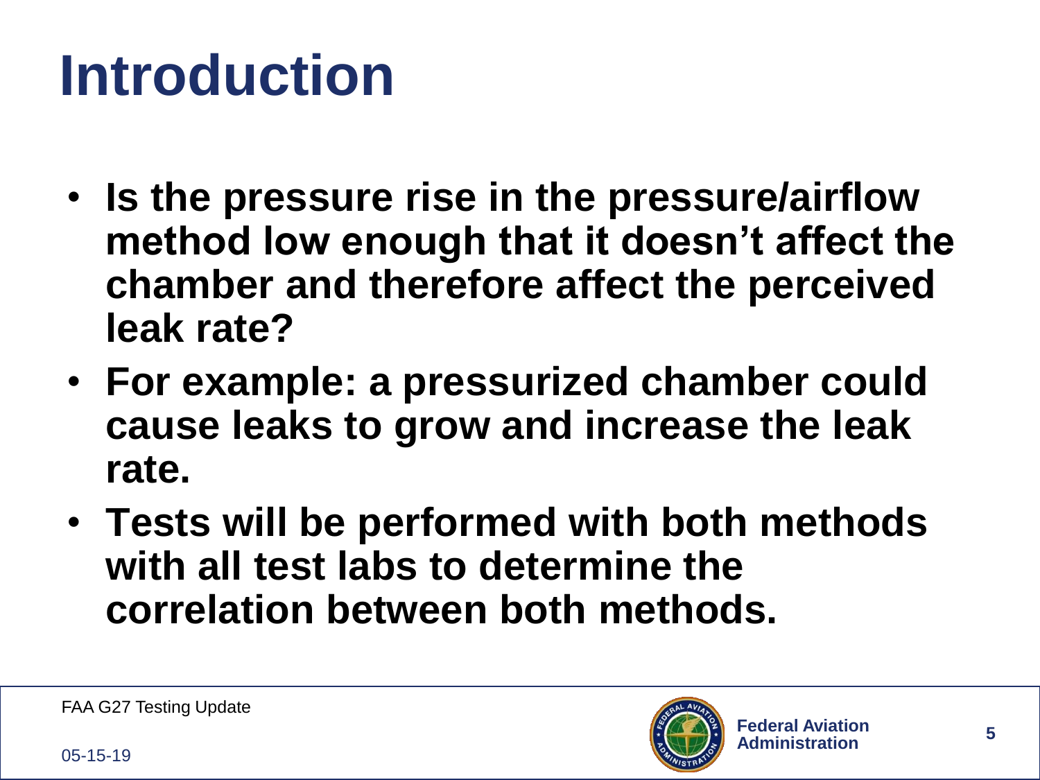# Introduction

- **Is the pressure rise in the pressure/airflow method low enough that it doesn't affect the chamber and therefore affect the perceived leak rate?**
- **For example: a pressurized chamber could cause leaks to grow and increase the leak rate.**
- **Tests will be performed with both methods with all test labs to determine the correlation between both methods.**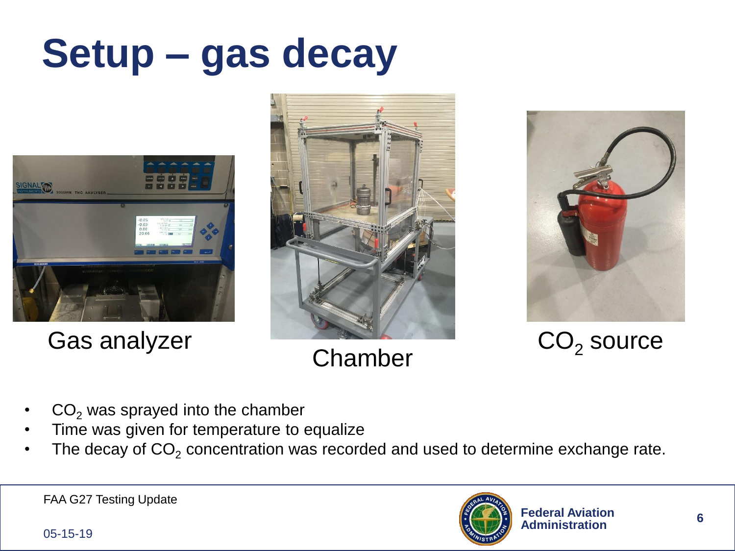# Setup – gas decay

Gas analyzer

Chamber

$CO_2$ source

- $CO_2$ was sprayed into the chamber
- Time was given for temperature to equalize
- The decay of $CO_2$ concentration was recorded and used to determine exchange rate.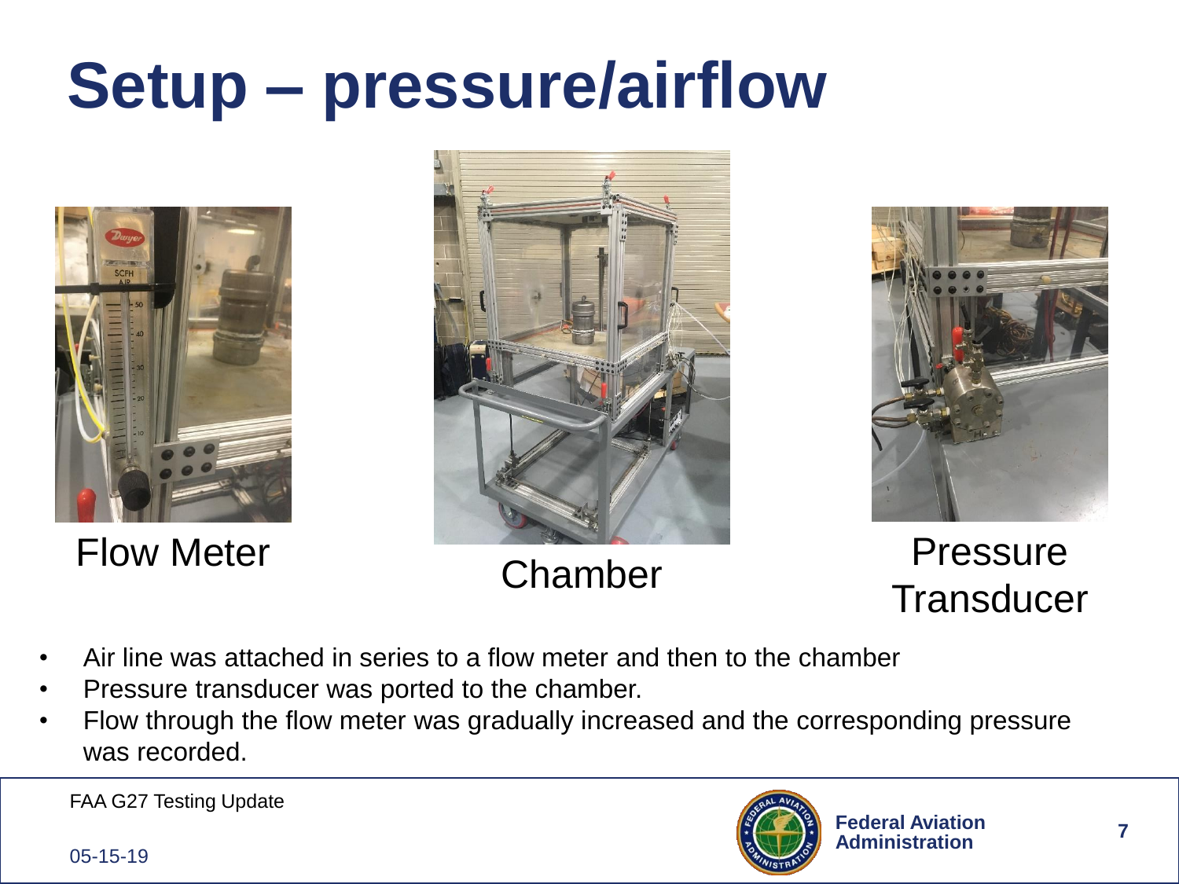# Setup – pressure/airflow

Flow Meter

Chamber

Pressure Transducer

- Air line was attached in series to a flow meter and then to the chamber
- Pressure transducer was ported to the chamber.
- Flow through the flow meter was gradually increased and the corresponding pressure was recorded.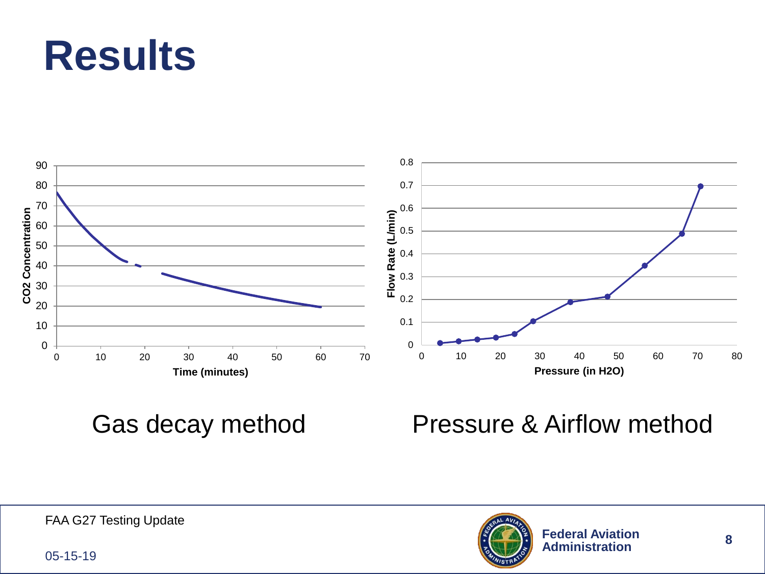# Results

Gas decay method

Pressure & Airflow method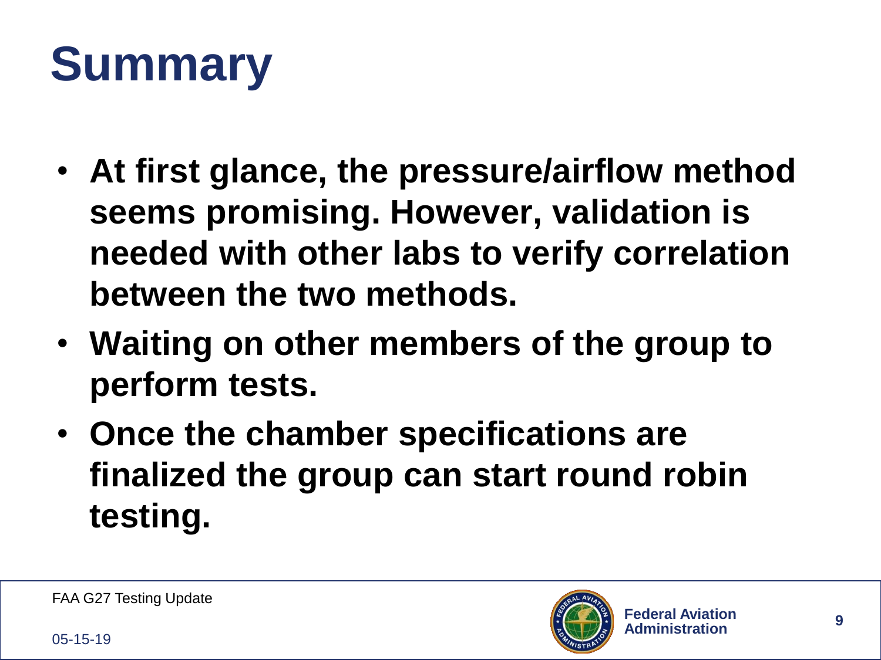# Summary

- **At first glance, the pressure/airflow method seems promising. However, validation is needed with other labs to verify correlation between the two methods.**
- **Waiting on other members of the group to perform tests.**
- **Once the chamber specifications are finalized the group can start round robin testing.**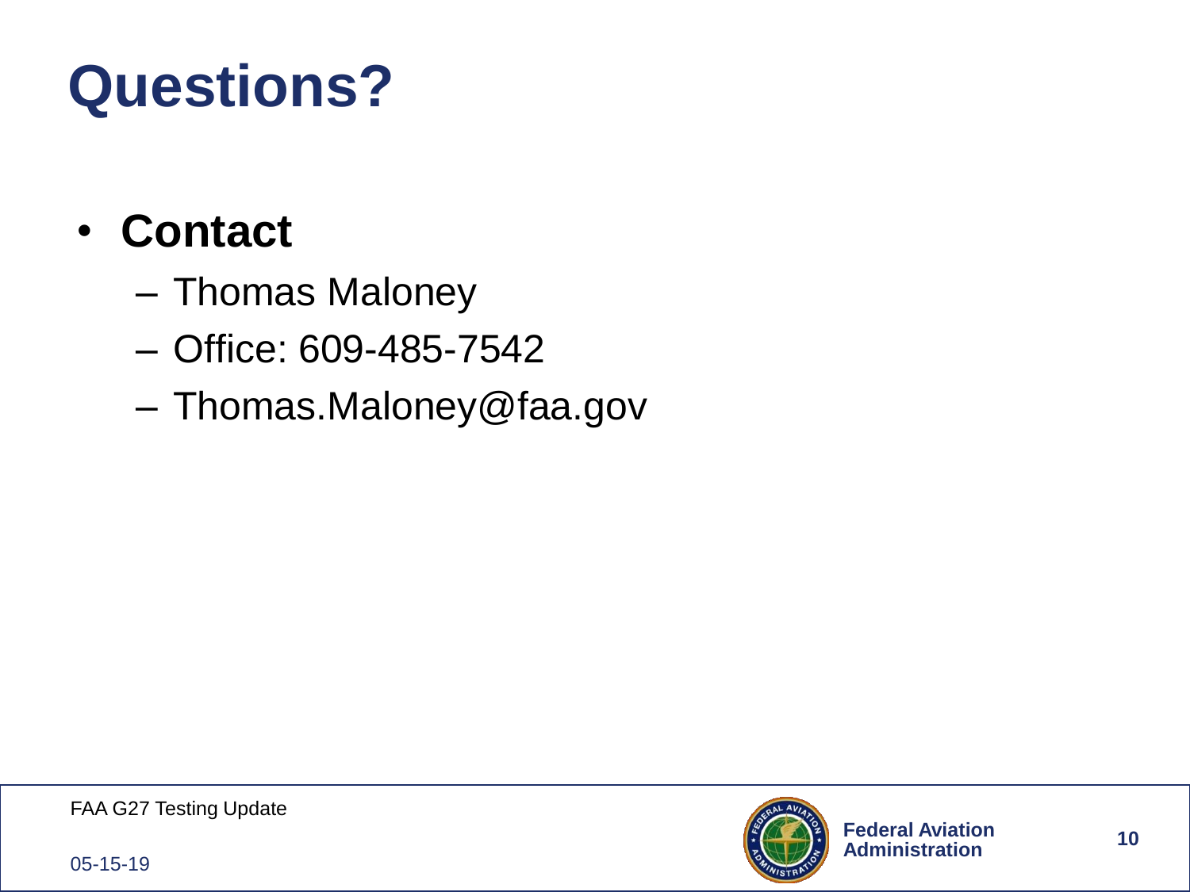# Questions?

- **Contact**
  - Thomas Maloney
  - Office: 609-485-7542
  - Thomas.Maloney@faa.gov